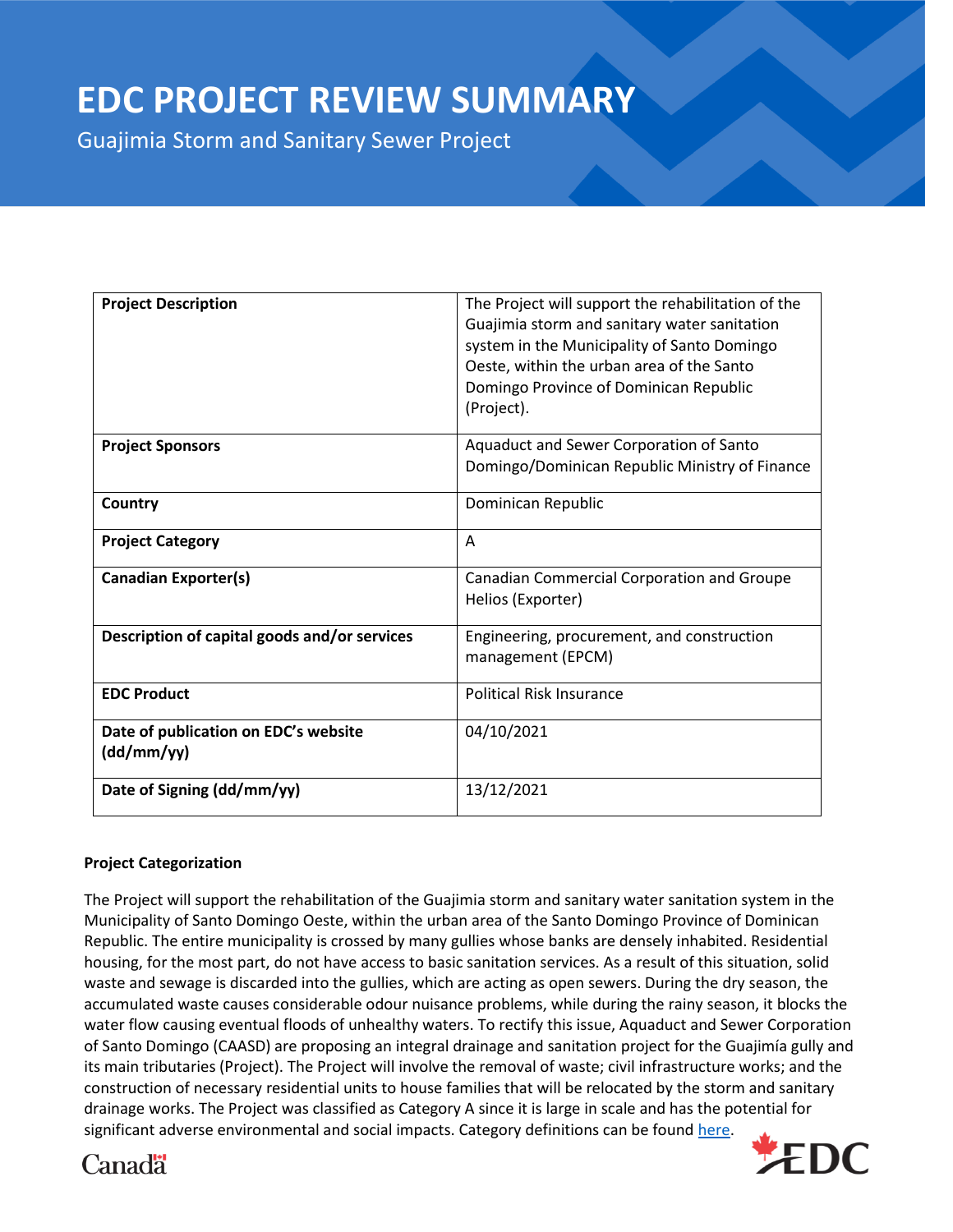# EDC PROJECT REVIEW SUMMARY

Guajimia Storm and Sanitary Sewer Project

| | |
|---|---|
| **Project Description** | The Project will support the rehabilitation of the Guajimia storm and sanitary water sanitation system in the Municipality of Santo Domingo Oeste, within the urban area of the Santo Domingo Province of Dominican Republic (Project). |
| **Project Sponsors** | Aquaduct and Sewer Corporation of Santo Domingo/Dominican Republic Ministry of Finance |
| **Country** | Dominican Republic |
| **Project Category** | A |
| **Canadian Exporter(s)** | Canadian Commercial Corporation and Groupe Helios (Exporter) |
| **Description of capital goods and/or services** | Engineering, procurement, and construction management (EPCM) |
| **EDC Product** | Political Risk Insurance |
| **Date of publication on EDC's website (dd/mm/yy)** | 04/10/2021 |
| **Date of Signing (dd/mm/yy)** | 13/12/2021 |

**Project Categorization**

The Project will support the rehabilitation of the Guajimia storm and sanitary water sanitation system in the Municipality of Santo Domingo Oeste, within the urban area of the Santo Domingo Province of Dominican Republic. The entire municipality is crossed by many gullies whose banks are densely inhabited. Residential housing, for the most part, do not have access to basic sanitation services. As a result of this situation, solid waste and sewage is discarded into the gullies, which are acting as open sewers. During the dry season, the accumulated waste causes considerable odour nuisance problems, while during the rainy season, it blocks the water flow causing eventual floods of unhealthy waters. To rectify this issue, Aquaduct and Sewer Corporation of Santo Domingo (CAASD) are proposing an integral drainage and sanitation project for the Guajimía gully and its main tributaries (Project). The Project will involve the removal of waste; civil infrastructure works; and the construction of necessary residential units to house families that will be relocated by the storm and sanitary drainage works. The Project was classified as Category A since it is large in scale and has the potential for significant adverse environmental and social impacts. Category definitions can be found here.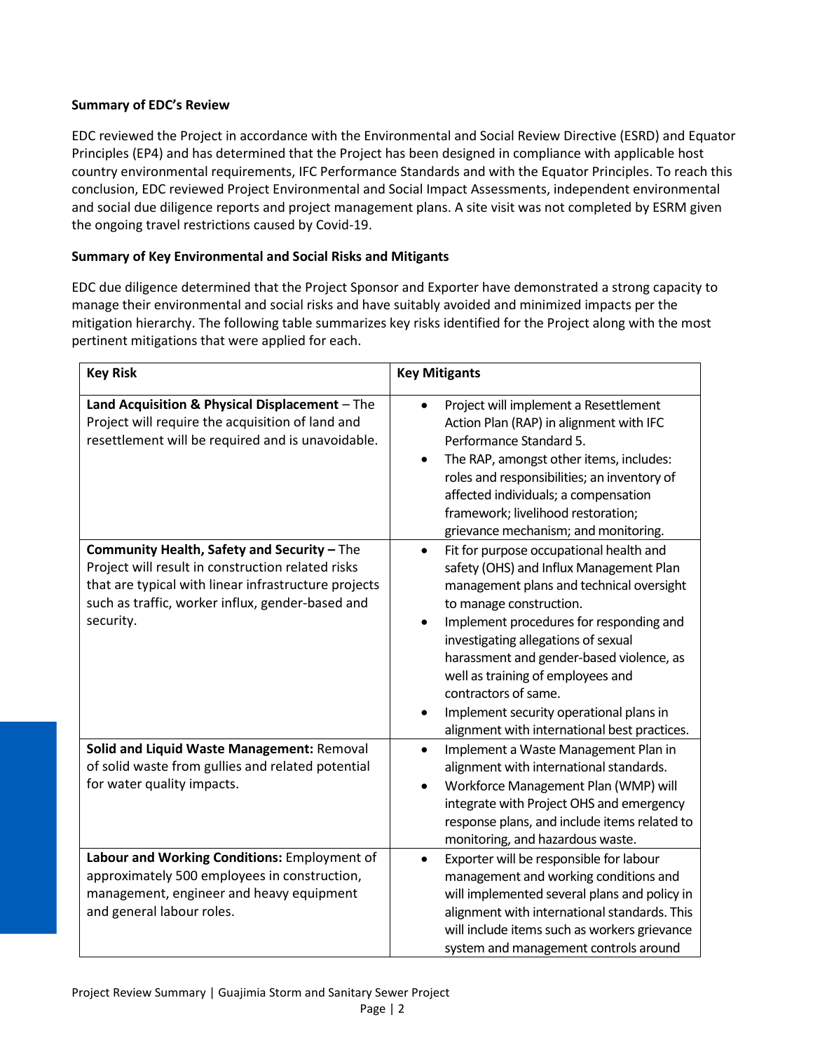**Summary of EDC's Review**

EDC reviewed the Project in accordance with the Environmental and Social Review Directive (ESRD) and Equator Principles (EP4) and has determined that the Project has been designed in compliance with applicable host country environmental requirements, IFC Performance Standards and with the Equator Principles. To reach this conclusion, EDC reviewed Project Environmental and Social Impact Assessments, independent environmental and social due diligence reports and project management plans. A site visit was not completed by ESRM given the ongoing travel restrictions caused by Covid-19.

**Summary of Key Environmental and Social Risks and Mitigants**

EDC due diligence determined that the Project Sponsor and Exporter have demonstrated a strong capacity to manage their environmental and social risks and have suitably avoided and minimized impacts per the mitigation hierarchy. The following table summarizes key risks identified for the Project along with the most pertinent mitigations that were applied for each.

| Key Risk | Key Mitigants |
|---|---|
| **Land Acquisition & Physical Displacement** – The Project will require the acquisition of land and resettlement will be required and is unavoidable. | • Project will implement a Resettlement Action Plan (RAP) in alignment with IFC Performance Standard 5.<br>• The RAP, amongst other items, includes: roles and responsibilities; an inventory of affected individuals; a compensation framework; livelihood restoration; grievance mechanism; and monitoring. |
| **Community Health, Safety and Security –** The Project will result in construction related risks that are typical with linear infrastructure projects such as traffic, worker influx, gender-based and security. | • Fit for purpose occupational health and safety (OHS) and Influx Management Plan management plans and technical oversight to manage construction.<br>• Implement procedures for responding and investigating allegations of sexual harassment and gender-based violence, as well as training of employees and contractors of same.<br>• Implement security operational plans in alignment with international best practices. |
| **Solid and Liquid Waste Management:** Removal of solid waste from gullies and related potential for water quality impacts. | • Implement a Waste Management Plan in alignment with international standards.<br>• Workforce Management Plan (WMP) will integrate with Project OHS and emergency response plans, and include items related to monitoring, and hazardous waste. |
| **Labour and Working Conditions:** Employment of approximately 500 employees in construction, management, engineer and heavy equipment and general labour roles. | • Exporter will be responsible for labour management and working conditions and will implemented several plans and policy in alignment with international standards. This will include items such as workers grievance system and management controls around |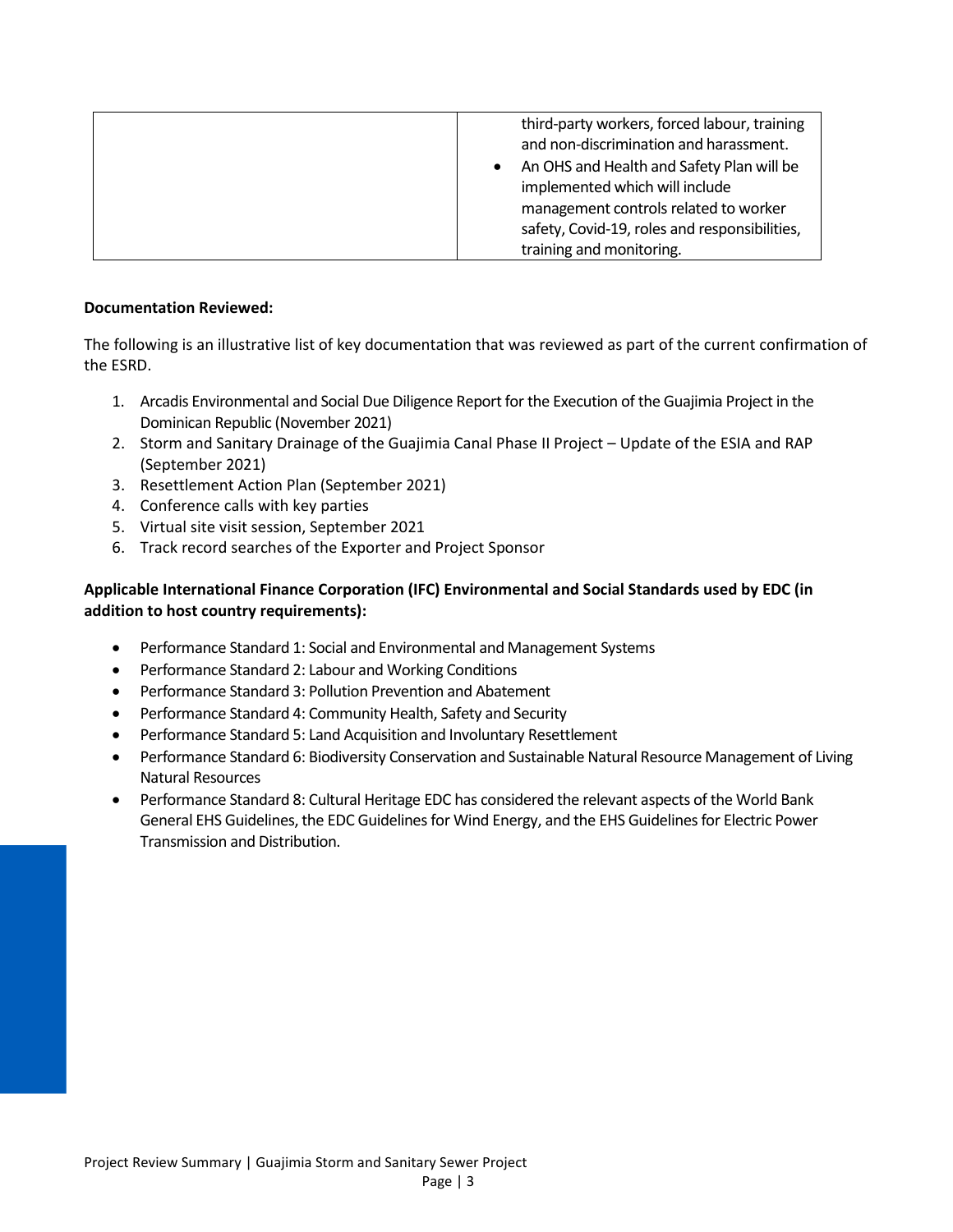| | |
|---|---|
| | third-party workers, forced labour, training and non-discrimination and harassment.<br>• An OHS and Health and Safety Plan will be implemented which will include management controls related to worker safety, Covid-19, roles and responsibilities, training and monitoring. |

**Documentation Reviewed:**

The following is an illustrative list of key documentation that was reviewed as part of the current confirmation of the ESRD.

1. Arcadis Environmental and Social Due Diligence Report for the Execution of the Guajimia Project in the Dominican Republic (November 2021)
2. Storm and Sanitary Drainage of the Guajimia Canal Phase II Project – Update of the ESIA and RAP (September 2021)
3. Resettlement Action Plan (September 2021)
4. Conference calls with key parties
5. Virtual site visit session, September 2021
6. Track record searches of the Exporter and Project Sponsor

**Applicable International Finance Corporation (IFC) Environmental and Social Standards used by EDC (in addition to host country requirements):**

- Performance Standard 1: Social and Environmental and Management Systems
- Performance Standard 2: Labour and Working Conditions
- Performance Standard 3: Pollution Prevention and Abatement
- Performance Standard 4: Community Health, Safety and Security
- Performance Standard 5: Land Acquisition and Involuntary Resettlement
- Performance Standard 6: Biodiversity Conservation and Sustainable Natural Resource Management of Living Natural Resources
- Performance Standard 8: Cultural Heritage EDC has considered the relevant aspects of the World Bank General EHS Guidelines, the EDC Guidelines for Wind Energy, and the EHS Guidelines for Electric Power Transmission and Distribution.